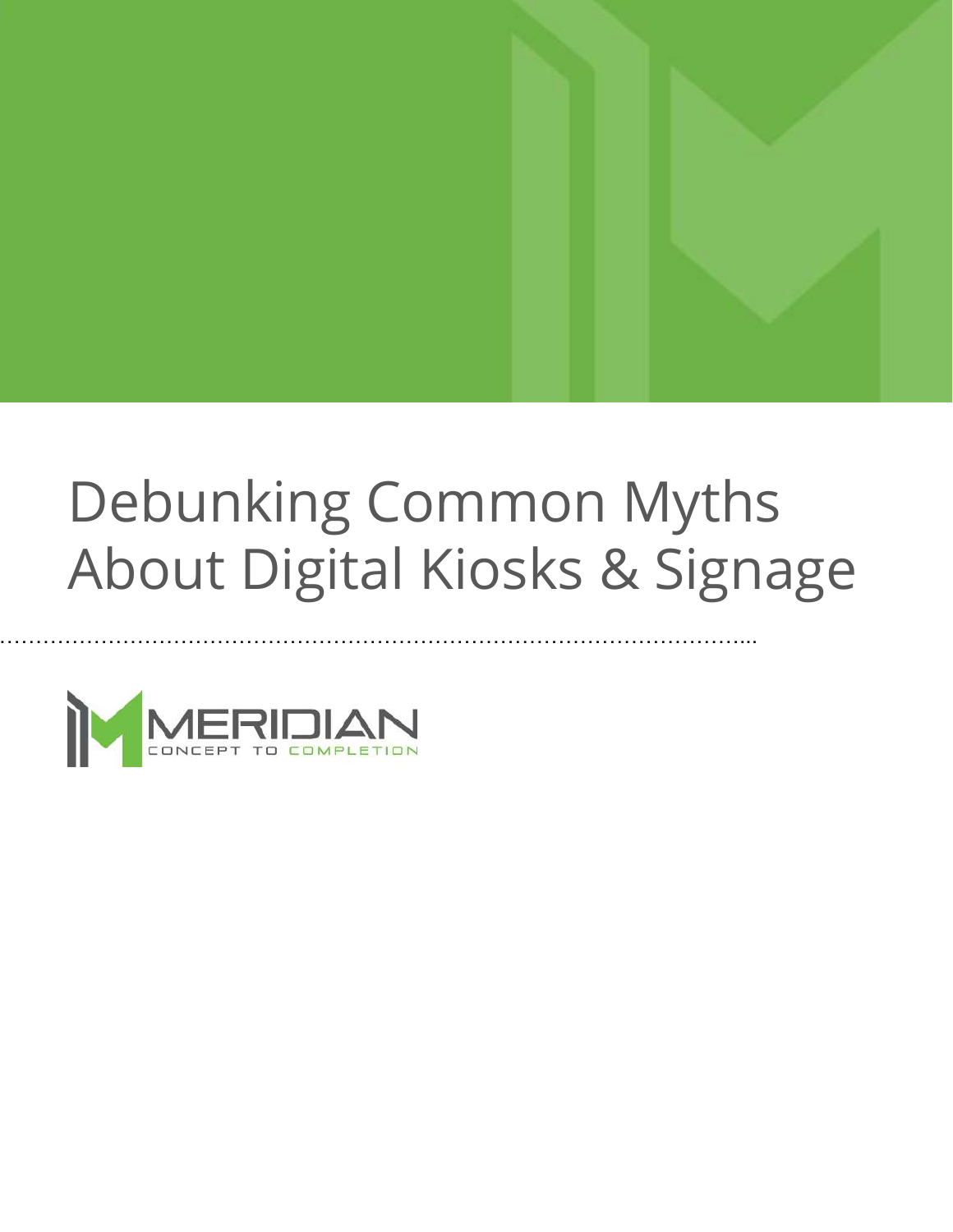# Debunking Common Myths About Digital Kiosks & Signage

MERIDIAN

CONCEPT TO COMPLETION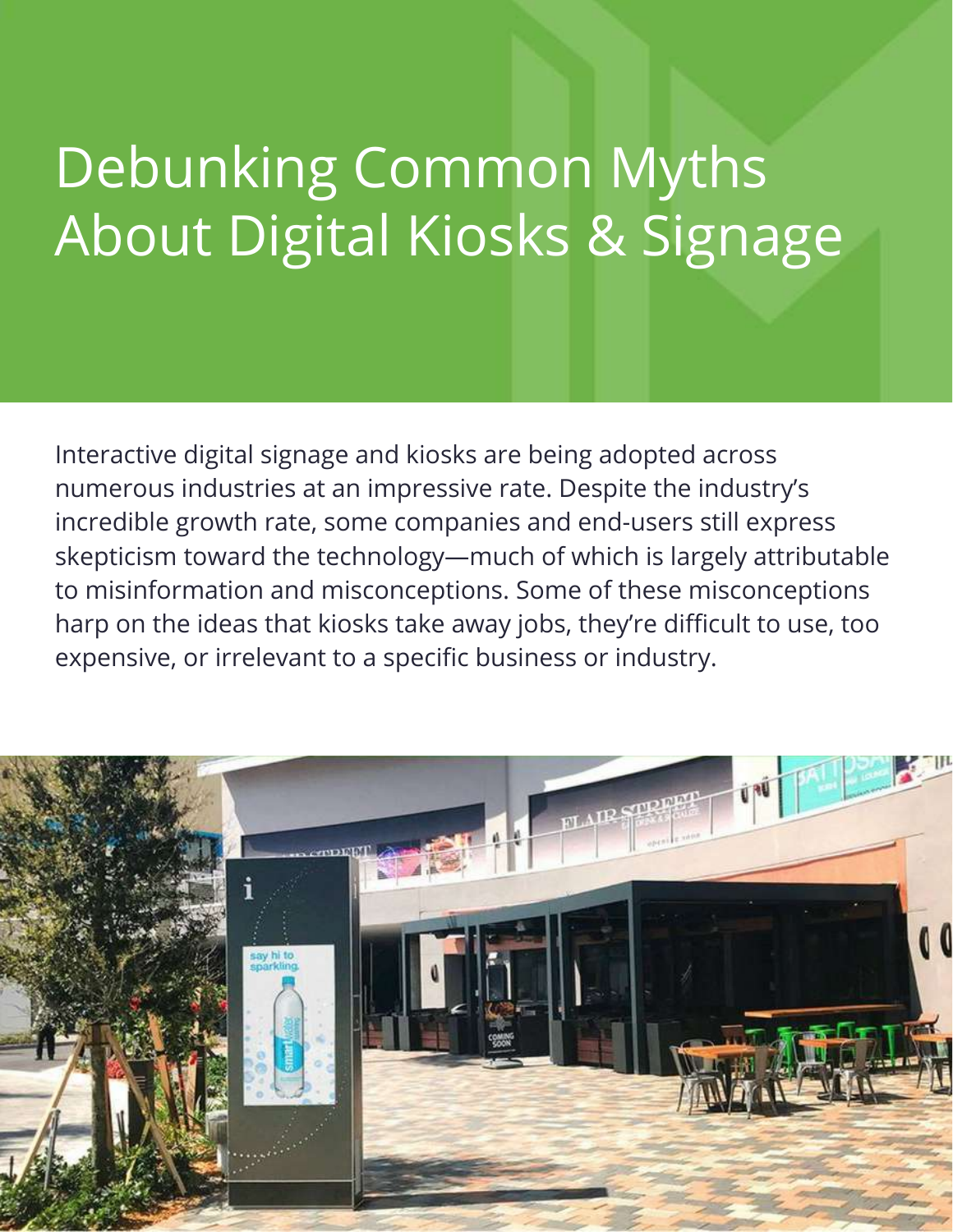# Debunking Common Myths About Digital Kiosks & Signage

Interactive digital signage and kiosks are being adopted across numerous industries at an impressive rate. Despite the industry's incredible growth rate, some companies and end-users still express skepticism toward the technology—much of which is largely attributable to misinformation and misconceptions. Some of these misconceptions harp on the ideas that kiosks take away jobs, they're difficult to use, too expensive, or irrelevant to a specific business or industry.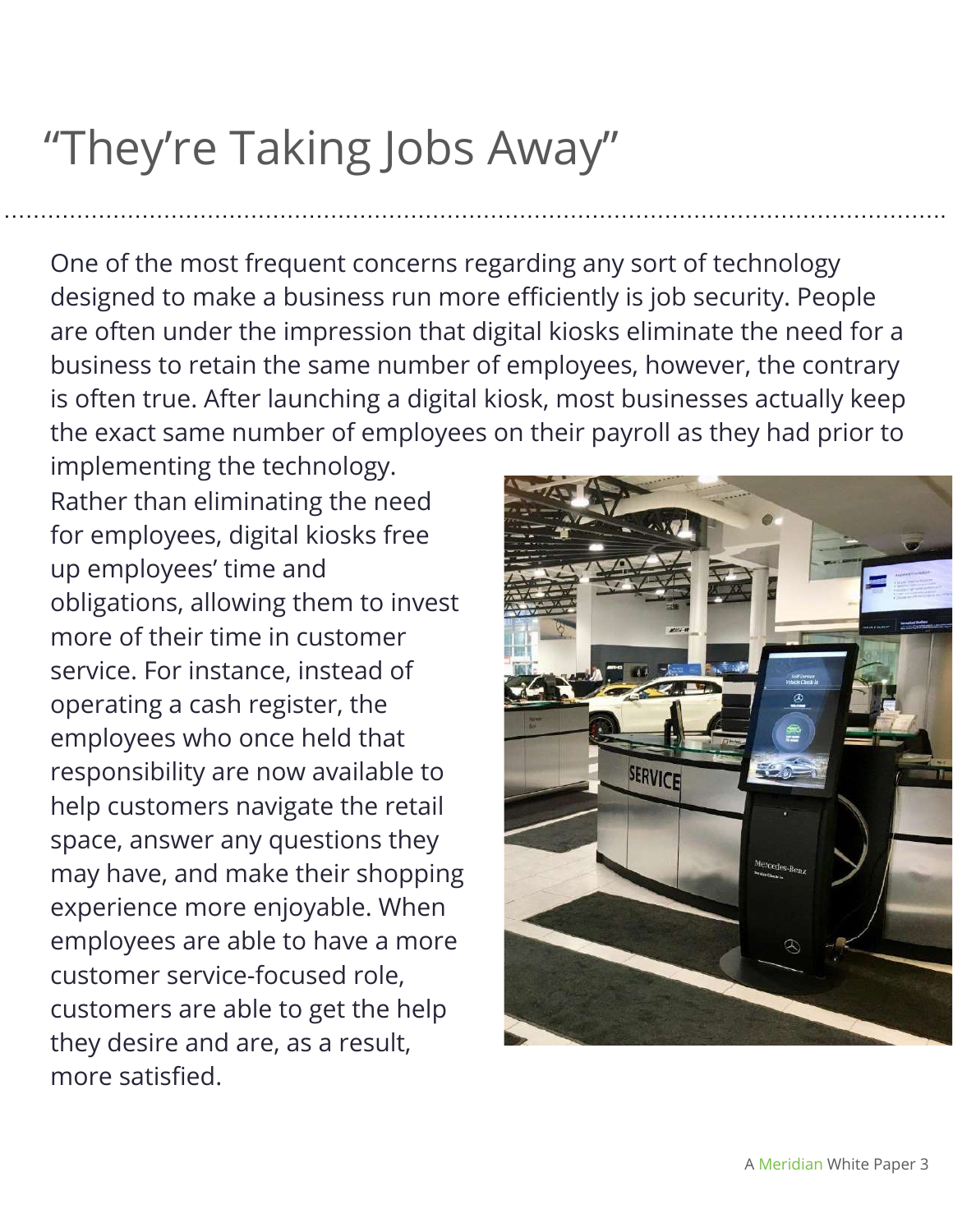# “They’re Taking Jobs Away”

One of the most frequent concerns regarding any sort of technology designed to make a business run more efficiently is job security. People are often under the impression that digital kiosks eliminate the need for a business to retain the same number of employees, however, the contrary is often true. After launching a digital kiosk, most businesses actually keep the exact same number of employees on their payroll as they had prior to implementing the technology. Rather than eliminating the need for employees, digital kiosks free up employees’ time and obligations, allowing them to invest more of their time in customer service. For instance, instead of operating a cash register, the employees who once held that responsibility are now available to help customers navigate the retail space, answer any questions they may have, and make their shopping experience more enjoyable. When employees are able to have a more customer service-focused role, customers are able to get the help they desire and are, as a result, more satisfied.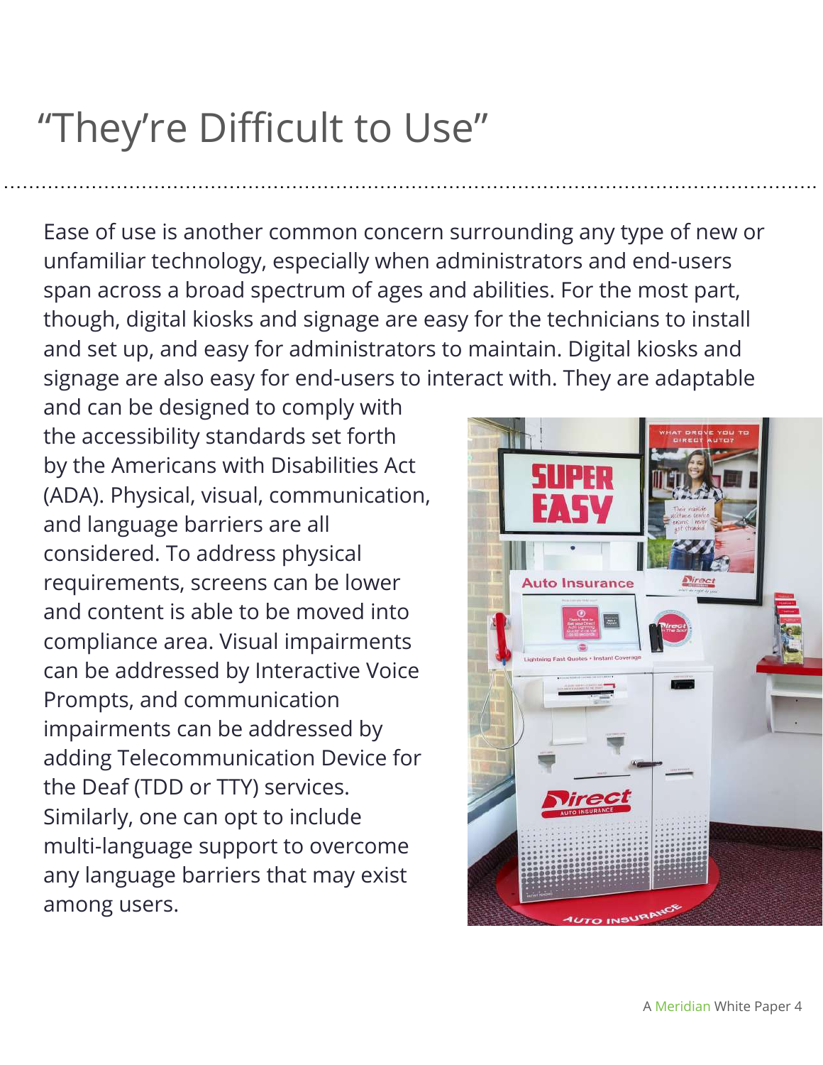# "They're Difficult to Use"

Ease of use is another common concern surrounding any type of new or unfamiliar technology, especially when administrators and end-users span across a broad spectrum of ages and abilities. For the most part, though, digital kiosks and signage are easy for the technicians to install and set up, and easy for administrators to maintain. Digital kiosks and signage are also easy for end-users to interact with. They are adaptable and can be designed to comply with the accessibility standards set forth by the Americans with Disabilities Act (ADA). Physical, visual, communication, and language barriers are all considered. To address physical requirements, screens can be lower and content is able to be moved into compliance area. Visual impairments can be addressed by Interactive Voice Prompts, and communication impairments can be addressed by adding Telecommunication Device for the Deaf (TDD or TTY) services. Similarly, one can opt to include multi-language support to overcome any language barriers that may exist among users.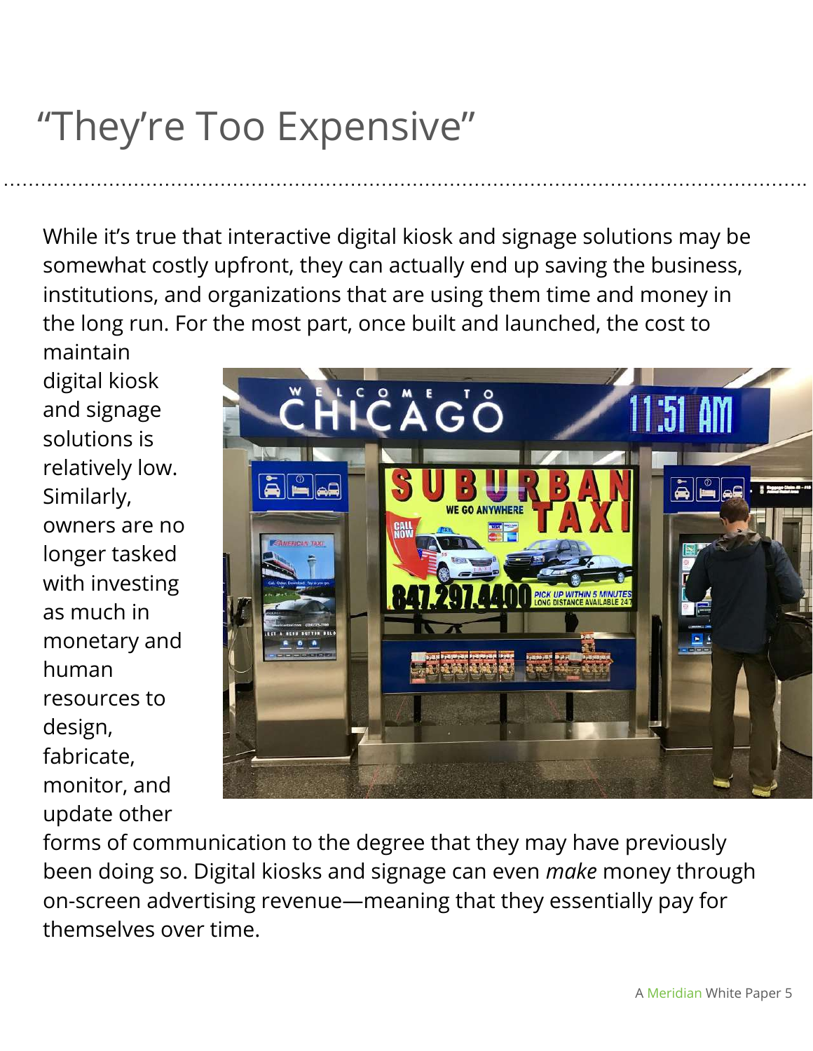# “They’re Too Expensive”

While it’s true that interactive digital kiosk and signage solutions may be somewhat costly upfront, they can actually end up saving the business, institutions, and organizations that are using them time and money in the long run. For the most part, once built and launched, the cost to maintain digital kiosk and signage solutions is relatively low. Similarly, owners are no longer tasked with investing as much in monetary and human resources to design, fabricate, monitor, and update other forms of communication to the degree that they may have previously been doing so. Digital kiosks and signage can even *make* money through on-screen advertising revenue—meaning that they essentially pay for themselves over time.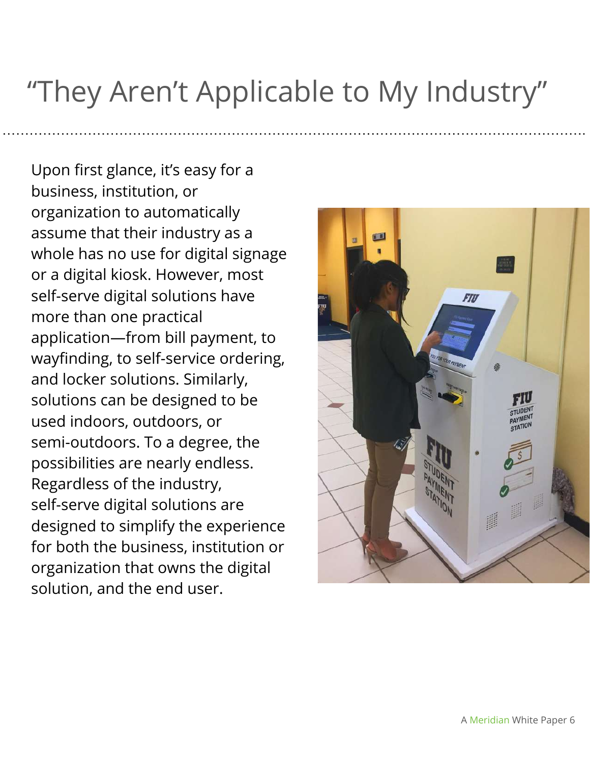# “They Aren’t Applicable to My Industry”

Upon first glance, it’s easy for a business, institution, or organization to automatically assume that their industry as a whole has no use for digital signage or a digital kiosk. However, most self-serve digital solutions have more than one practical application—from bill payment, to wayfinding, to self-service ordering, and locker solutions. Similarly, solutions can be designed to be used indoors, outdoors, or semi-outdoors. To a degree, the possibilities are nearly endless. Regardless of the industry, self-serve digital solutions are designed to simplify the experience for both the business, institution or organization that owns the digital solution, and the end user.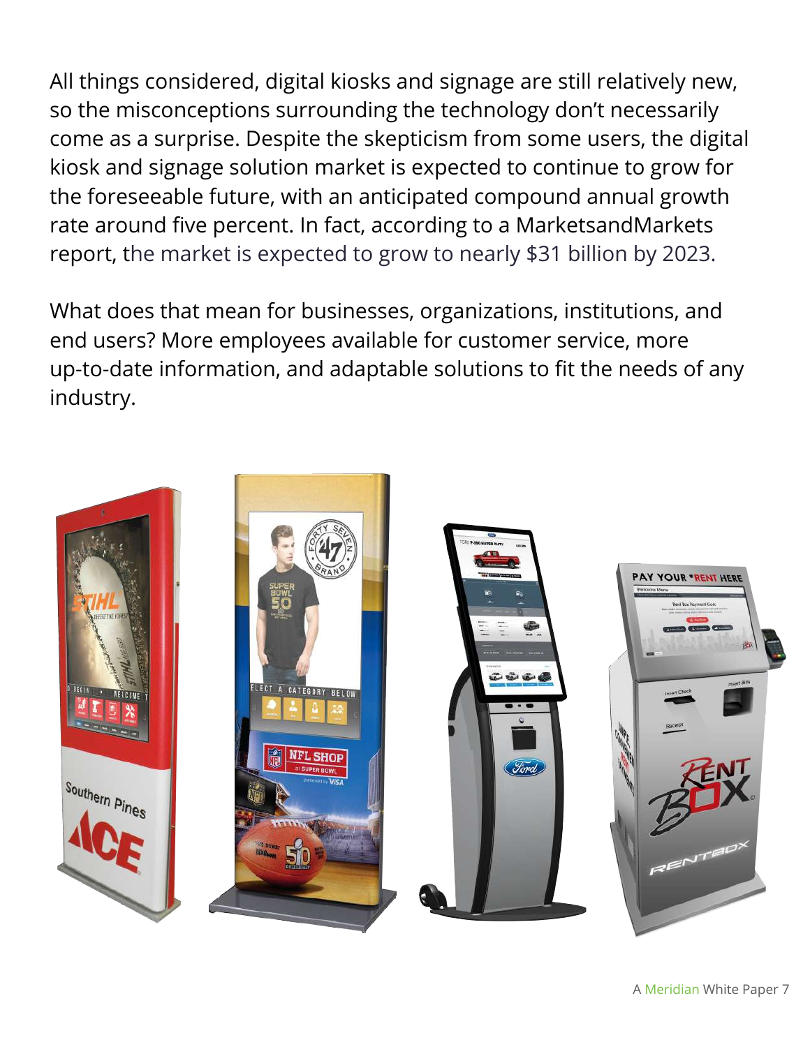All things considered, digital kiosks and signage are still relatively new, so the misconceptions surrounding the technology don't necessarily come as a surprise. Despite the skepticism from some users, the digital kiosk and signage solution market is expected to continue to grow for the foreseeable future, with an anticipated compound annual growth rate around five percent. In fact, according to a MarketsandMarkets report, the market is expected to grow to nearly $31 billion by 2023.

What does that mean for businesses, organizations, institutions, and end users? More employees available for customer service, more up-to-date information, and adaptable solutions to fit the needs of any industry.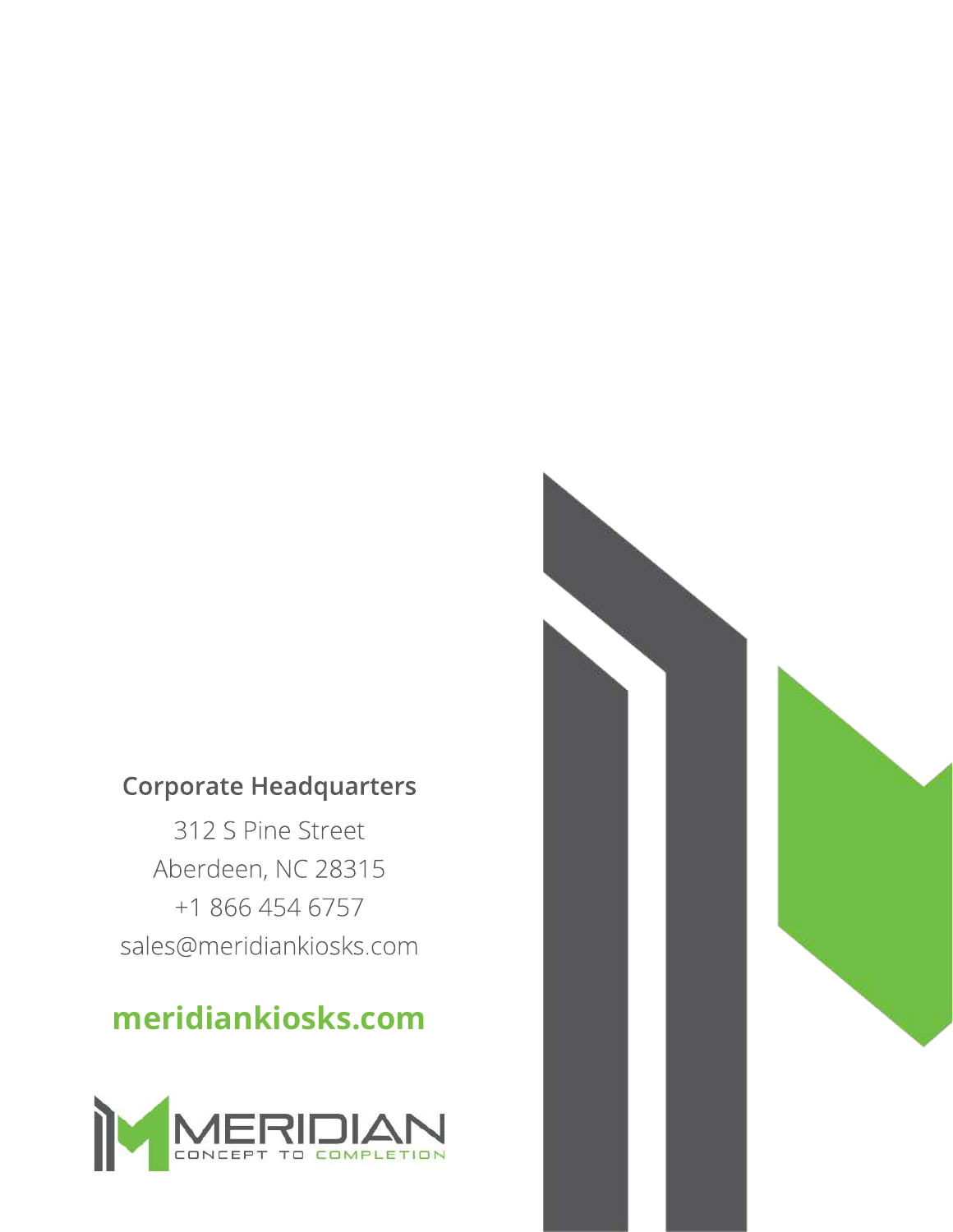**Corporate Headquarters**

312 S Pine Street
Aberdeen, NC 28315
+1 866 454 6757
sales@meridiankiosks.com

**meridiankiosks.com**

MERIDIAN
CONCEPT TO COMPLETION